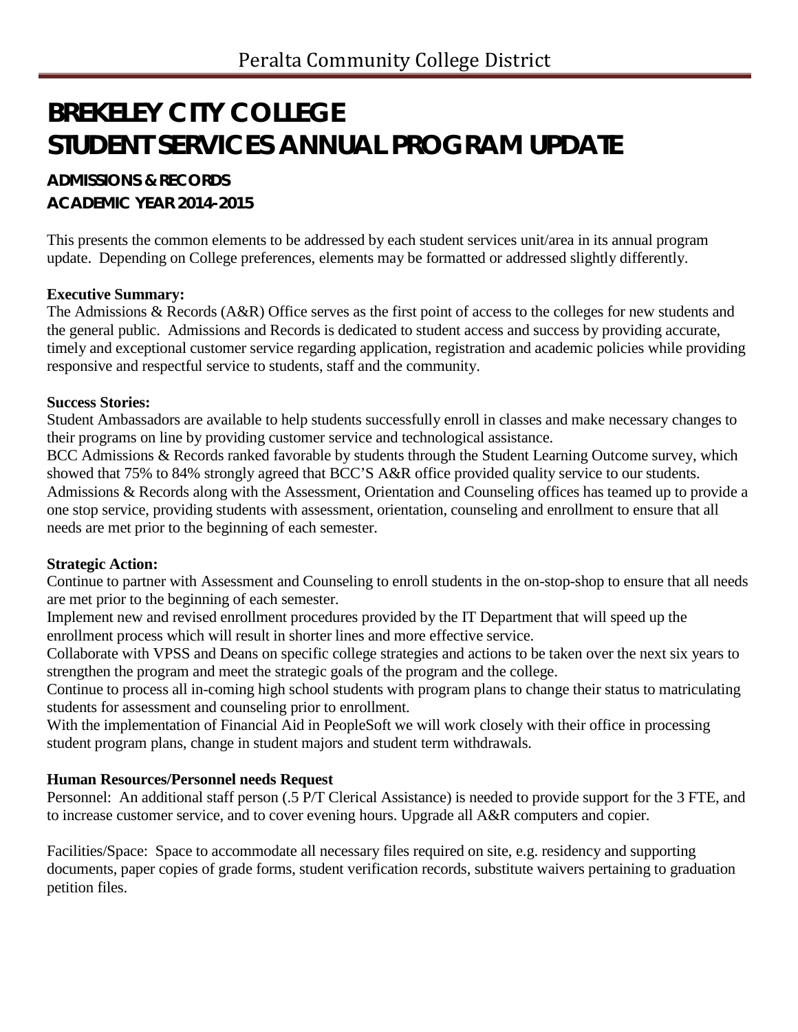# BREKELEY CITY COLLEGE
# STUDENT SERVICES ANNUAL PROGRAM UPDATE

### ADMISSIONS & RECORDS
### ACADEMIC YEAR 2014-2015

This presents the common elements to be addressed by each student services unit/area in its annual program update. Depending on College preferences, elements may be formatted or addressed slightly differently.

**Executive Summary:**
The Admissions & Records (A&R) Office serves as the first point of access to the colleges for new students and the general public. Admissions and Records is dedicated to student access and success by providing accurate, timely and exceptional customer service regarding application, registration and academic policies while providing responsive and respectful service to students, staff and the community.

**Success Stories:**
Student Ambassadors are available to help students successfully enroll in classes and make necessary changes to their programs on line by providing customer service and technological assistance.
BCC Admissions & Records ranked favorable by students through the Student Learning Outcome survey, which showed that 75% to 84% strongly agreed that BCC'S A&R office provided quality service to our students.
Admissions & Records along with the Assessment, Orientation and Counseling offices has teamed up to provide a one stop service, providing students with assessment, orientation, counseling and enrollment to ensure that all needs are met prior to the beginning of each semester.

**Strategic Action:**
Continue to partner with Assessment and Counseling to enroll students in the on-stop-shop to ensure that all needs are met prior to the beginning of each semester.
Implement new and revised enrollment procedures provided by the IT Department that will speed up the enrollment process which will result in shorter lines and more effective service.
Collaborate with VPSS and Deans on specific college strategies and actions to be taken over the next six years to strengthen the program and meet the strategic goals of the program and the college.
Continue to process all in-coming high school students with program plans to change their status to matriculating students for assessment and counseling prior to enrollment.
With the implementation of Financial Aid in PeopleSoft we will work closely with their office in processing student program plans, change in student majors and student term withdrawals.

**Human Resources/Personnel needs Request**
Personnel: An additional staff person (.5 P/T Clerical Assistance) is needed to provide support for the 3 FTE, and to increase customer service, and to cover evening hours. Upgrade all A&R computers and copier.

Facilities/Space: Space to accommodate all necessary files required on site, e.g. residency and supporting documents, paper copies of grade forms, student verification records, substitute waivers pertaining to graduation petition files.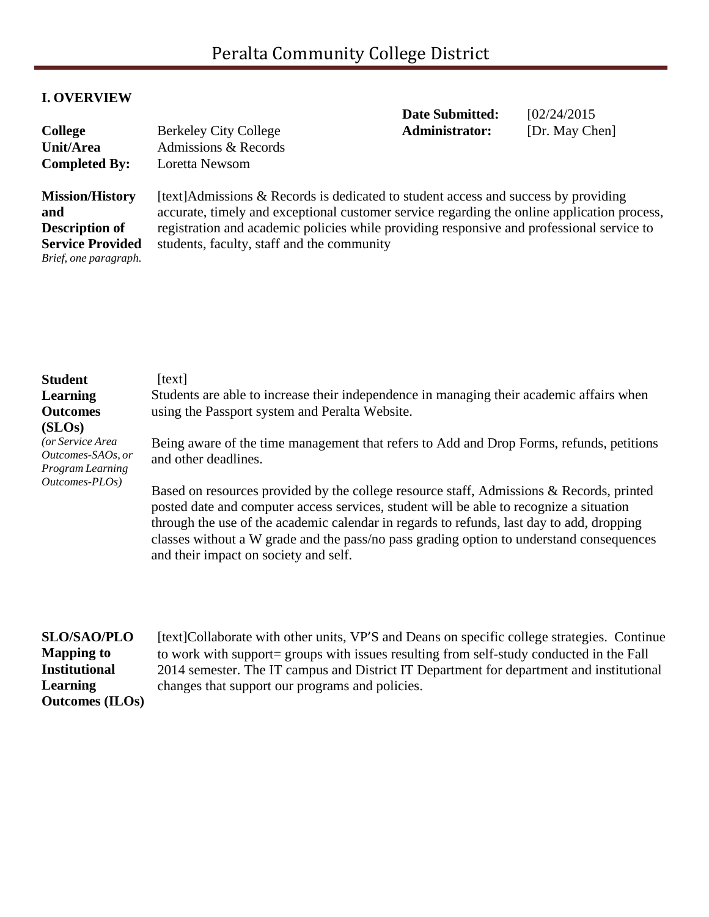Peralta Community College District

## I. OVERVIEW

| | | | |
|---|---|---|---|
| | | **Date Submitted:** | [02/24/2015 |
| **College** | Berkeley City College | **Administrator:** | [Dr. May Chen] |
| **Unit/Area** | Admissions & Records | | |
| **Completed By:** | Loretta Newsom | | |

**Mission/History and Description of Service Provided**
*Brief, one paragraph.*

[text]Admissions & Records is dedicated to student access and success by providing accurate, timely and exceptional customer service regarding the online application process, registration and academic policies while providing responsive and professional service to students, faculty, staff and the community

**Student Learning Outcomes (SLOs)**
*(or Service Area Outcomes-SAOs, or Program Learning Outcomes-PLOs)*

[text]

Students are able to increase their independence in managing their academic affairs when using the Passport system and Peralta Website.

Being aware of the time management that refers to Add and Drop Forms, refunds, petitions and other deadlines.

Based on resources provided by the college resource staff, Admissions & Records, printed posted date and computer access services, student will be able to recognize a situation through the use of the academic calendar in regards to refunds, last day to add, dropping classes without a W grade and the pass/no pass grading option to understand consequences and their impact on society and self.

**SLO/SAO/PLO Mapping to Institutional Learning Outcomes (ILOs)**

[text]Collaborate with other units, VP'S and Deans on specific college strategies. Continue to work with support= groups with issues resulting from self-study conducted in the Fall 2014 semester. The IT campus and District IT Department for department and institutional changes that support our programs and policies.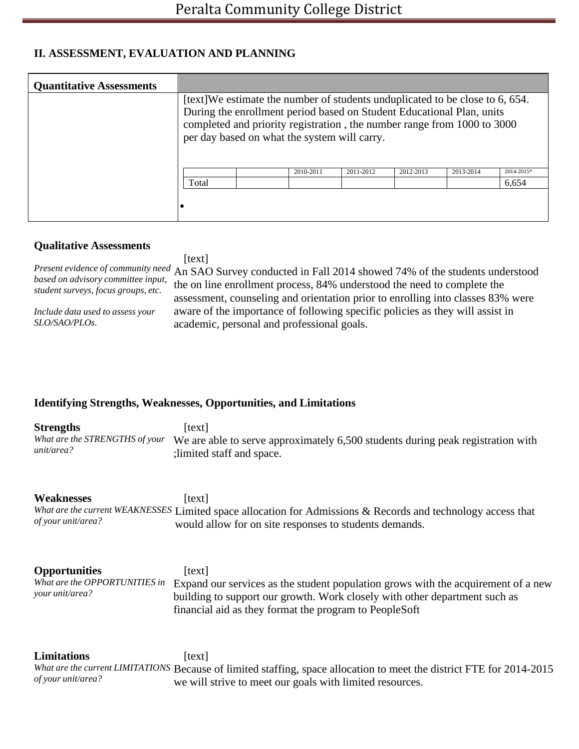## II. ASSESSMENT, EVALUATION AND PLANNING

**Quantitative Assessments**

[text]We estimate the number of students unduplicated to be close to 6, 654. During the enrollment period based on Student Educational Plan, units completed and priority registration , the number range from 1000 to 3000 per day based on what the system will carry.

| | | 2010-2011 | 2011-2012 | 2012-2013 | 2013-2014 | 2014-2015* |
|---|---|---|---|---|---|---|
| Total | | | | | | 6,654 |

- 

### Qualitative Assessments

*Present evidence of community need based on advisory committee input, student surveys, focus groups, etc.*

*Include data used to assess your SLO/SAO/PLOs.*

[text]
An SAO Survey conducted in Fall 2014 showed 74% of the students understood the on line enrollment process, 84% understood the need to complete the assessment, counseling and orientation prior to enrolling into classes 83% were aware of the importance of following specific policies as they will assist in academic, personal and professional goals.

### Identifying Strengths, Weaknesses, Opportunities, and Limitations

**Strengths**
*What are the STRENGTHS of your unit/area?*

[text]
We are able to serve approximately 6,500 students during peak registration with ;limited staff and space.

**Weaknesses**
*What are the current WEAKNESSES of your unit/area?*

[text]
Limited space allocation for Admissions & Records and technology access that would allow for on site responses to students demands.

**Opportunities**
*What are the OPPORTUNITIES in your unit/area?*

[text]
Expand our services as the student population grows with the acquirement of a new building to support our growth. Work closely with other department such as financial aid as they format the program to PeopleSoft

**Limitations**
*What are the current LIMITATIONS of your unit/area?*

[text]
Because of limited staffing, space allocation to meet the district FTE for 2014-2015 we will strive to meet our goals with limited resources.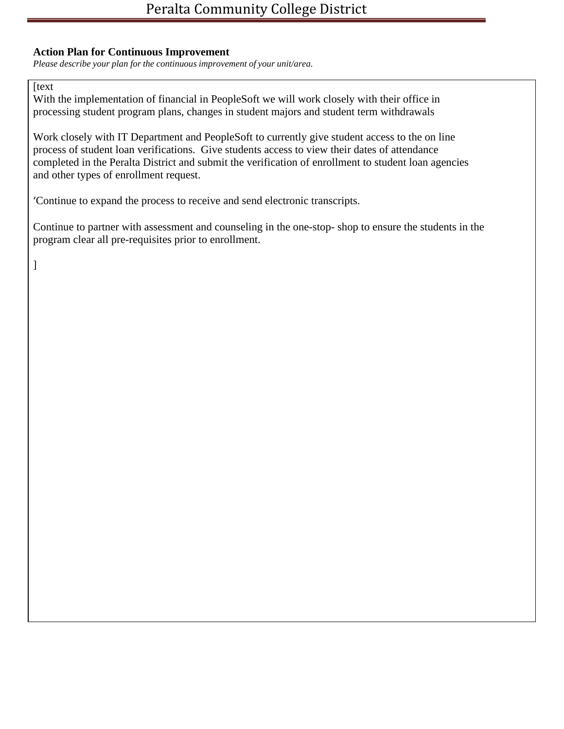**Action Plan for Continuous Improvement**

*Please describe your plan for the continuous improvement of your unit/area.*

[text
With the implementation of financial in PeopleSoft we will work closely with their office in processing student program plans, changes in student majors and student term withdrawals

Work closely with IT Department and PeopleSoft to currently give student access to the on line process of student loan verifications. Give students access to view their dates of attendance completed in the Peralta District and submit the verification of enrollment to student loan agencies and other types of enrollment request.

'Continue to expand the process to receive and send electronic transcripts.

Continue to partner with assessment and counseling in the one-stop- shop to ensure the students in the program clear all pre-requisites prior to enrollment.

]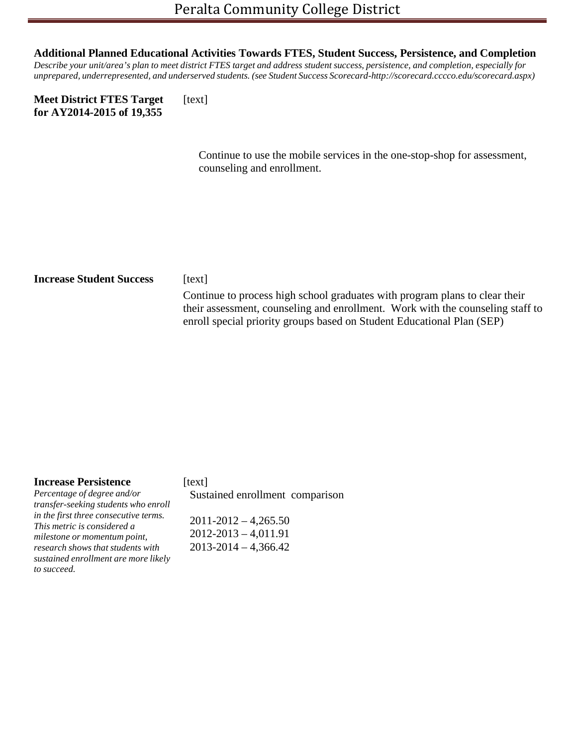## Additional Planned Educational Activities Towards FTES, Student Success, Persistence, and Completion

*Describe your unit/area's plan to meet district FTES target and address student success, persistence, and completion, especially for unprepared, underrepresented, and underserved students. (see Student Success Scorecard-http://scorecard.cccco.edu/scorecard.aspx)*

**Meet District FTES Target for AY2014-2015 of 19,355**

[text]

Continue to use the mobile services in the one-stop-shop for assessment, counseling and enrollment.

**Increase Student Success**

[text]

Continue to process high school graduates with program plans to clear their their assessment, counseling and enrollment. Work with the counseling staff to enroll special priority groups based on Student Educational Plan (SEP)

**Increase Persistence**

*Percentage of degree and/or transfer-seeking students who enroll in the first three consecutive terms. This metric is considered a milestone or momentum point, research shows that students with sustained enrollment are more likely to succeed.*

[text]

Sustained enrollment comparison

2011-2012 – 4,265.50
2012-2013 – 4,011.91
2013-2014 – 4,366.42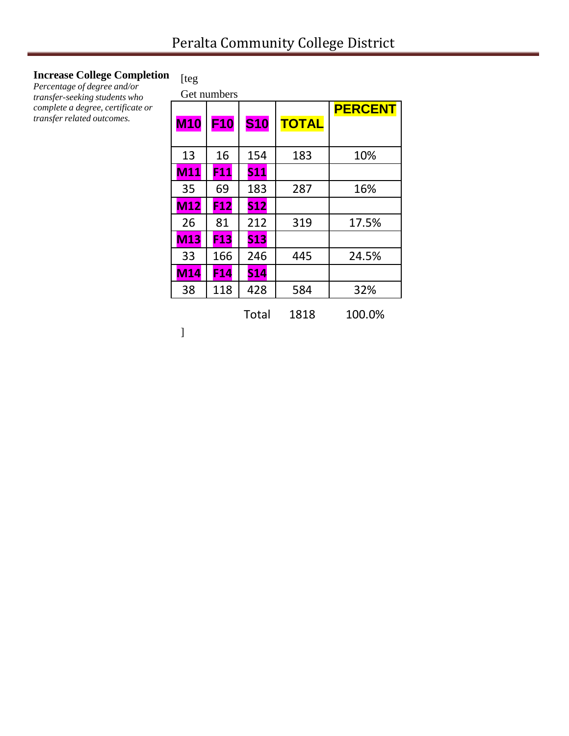**Increase College Completion**

*Percentage of degree and/or transfer-seeking students who complete a degree, certificate or transfer related outcomes.*

[teg

Get numbers

| M10 | F10 | S10 | TOTAL | PERCENT |
|---|---|---|---|---|
| 13 | 16 | 154 | 183 | 10% |
| M11 | F11 | S11 | | |
| 35 | 69 | 183 | 287 | 16% |
| M12 | F12 | S12 | | |
| 26 | 81 | 212 | 319 | 17.5% |
| M13 | F13 | S13 | | |
| 33 | 166 | 246 | 445 | 24.5% |
| M14 | F14 | S14 | | |
| 38 | 118 | 428 | 584 | 32% |
| | | Total | 1818 | 100.0% |

]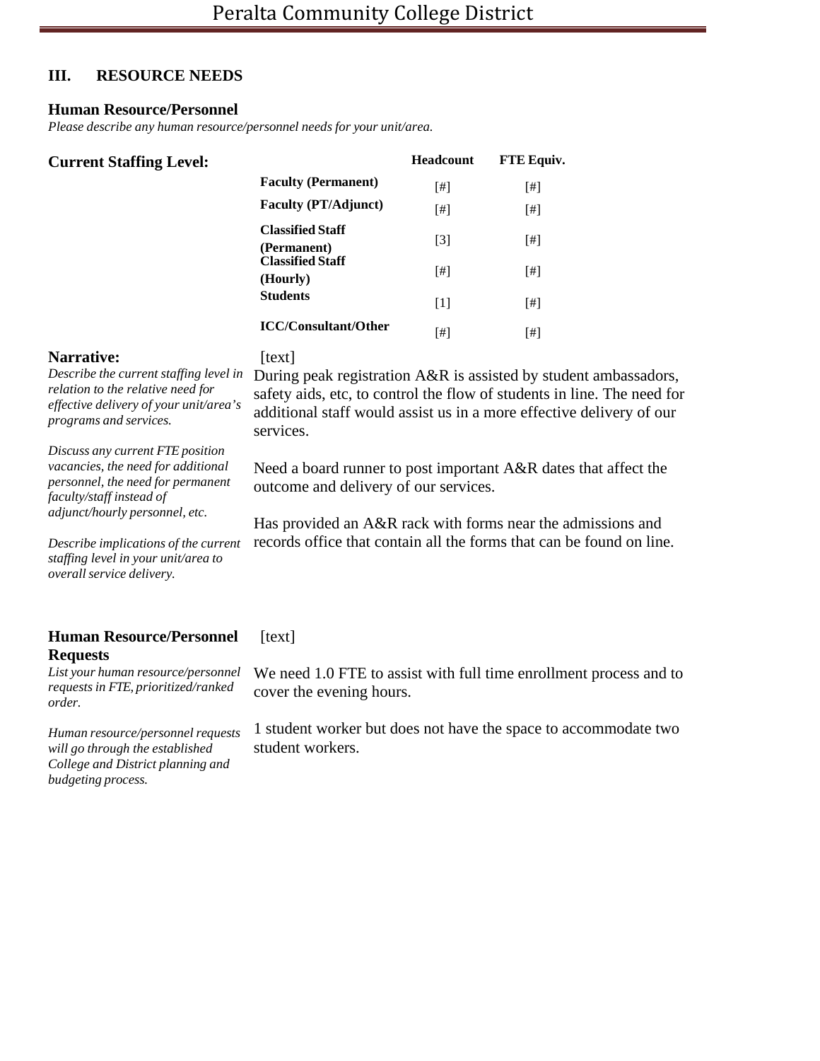## III. RESOURCE NEEDS

### Human Resource/Personnel

*Please describe any human resource/personnel needs for your unit/area.*

**Current Staffing Level:**

| | Headcount | FTE Equiv. |
|---|---|---|
| **Faculty (Permanent)** | [#] | [#] |
| **Faculty (PT/Adjunct)** | [#] | [#] |
| **Classified Staff (Permanent)** | [3] | [#] |
| **Classified Staff (Hourly)** | [#] | [#] |
| **Students** | [1] | [#] |
| **ICC/Consultant/Other** | [#] | [#] |

**Narrative:**

*Describe the current staffing level in relation to the relative need for effective delivery of your unit/area's programs and services.*

*Discuss any current FTE position vacancies, the need for additional personnel, the need for permanent faculty/staff instead of adjunct/hourly personnel, etc.*

*Describe implications of the current staffing level in your unit/area to overall service delivery.*

[text]

During peak registration A&R is assisted by student ambassadors, safety aids, etc, to control the flow of students in line. The need for additional staff would assist us in a more effective delivery of our services.

Need a board runner to post important A&R dates that affect the outcome and delivery of our services.

Has provided an A&R rack with forms near the admissions and records office that contain all the forms that can be found on line.

**Human Resource/Personnel Requests**

*List your human resource/personnel requests in FTE, prioritized/ranked order.*

*Human resource/personnel requests will go through the established College and District planning and budgeting process.*

[text]

We need 1.0 FTE to assist with full time enrollment process and to cover the evening hours.

1 student worker but does not have the space to accommodate two student workers.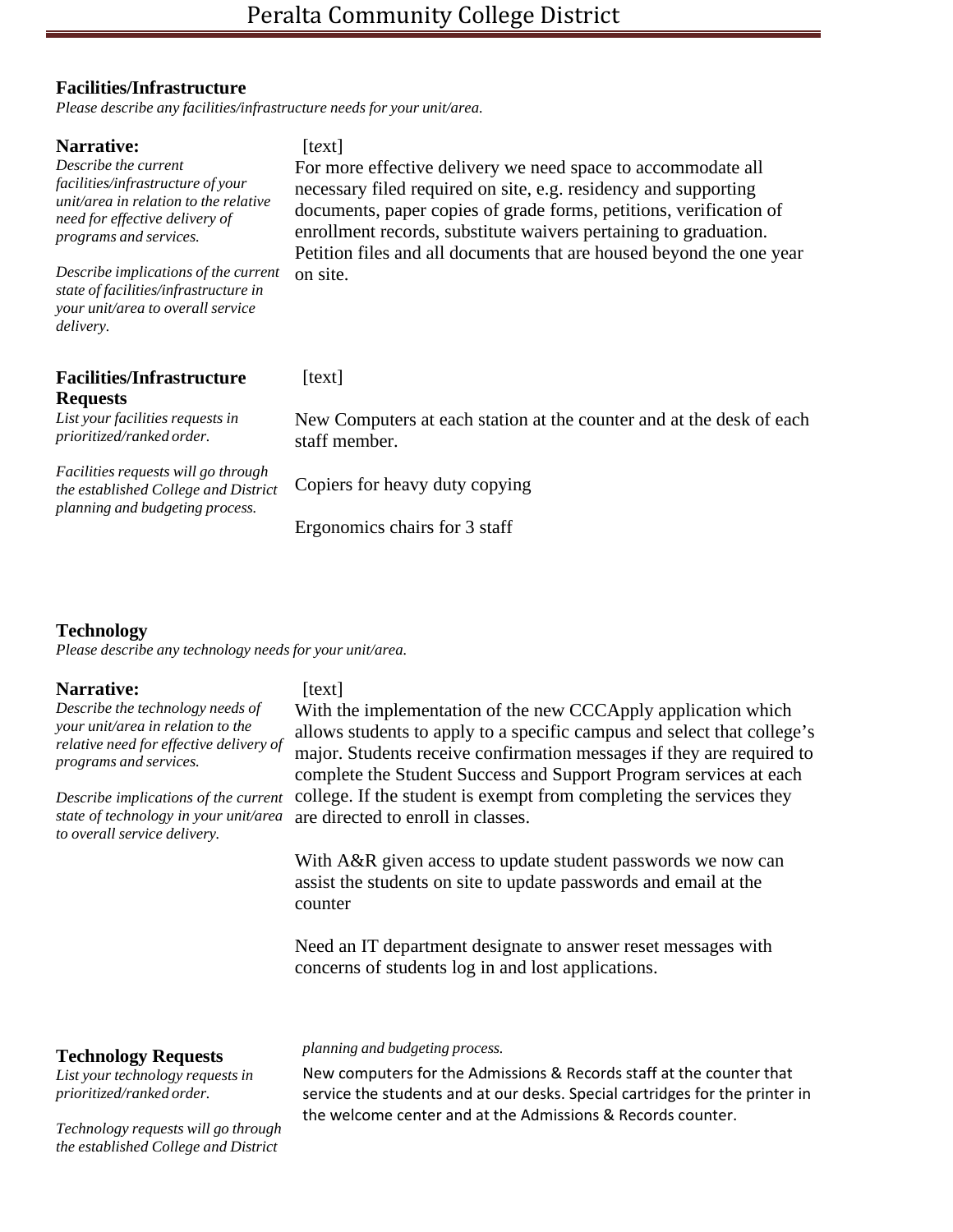## Facilities/Infrastructure

*Please describe any facilities/infrastructure needs for your unit/area.*

**Narrative:**

*Describe the current facilities/infrastructure of your unit/area in relation to the relative need for effective delivery of programs and services.*

*Describe implications of the current state of facilities/infrastructure in your unit/area to overall service delivery.*

[text]

For more effective delivery we need space to accommodate all necessary filed required on site, e.g. residency and supporting documents, paper copies of grade forms, petitions, verification of enrollment records, substitute waivers pertaining to graduation. Petition files and all documents that are housed beyond the one year on site.

**Facilities/Infrastructure Requests**

*List your facilities requests in prioritized/ranked order.*

*Facilities requests will go through the established College and District planning and budgeting process.*

[text]

New Computers at each station at the counter and at the desk of each staff member.

Copiers for heavy duty copying

Ergonomics chairs for 3 staff

## Technology

*Please describe any technology needs for your unit/area.*

**Narrative:**

*Describe the technology needs of your unit/area in relation to the relative need for effective delivery of programs and services.*

*Describe implications of the current state of technology in your unit/area to overall service delivery.*

[text]

With the implementation of the new CCCApply application which allows students to apply to a specific campus and select that college's major. Students receive confirmation messages if they are required to complete the Student Success and Support Program services at each college. If the student is exempt from completing the services they are directed to enroll in classes.

With A&R given access to update student passwords we now can assist the students on site to update passwords and email at the counter

Need an IT department designate to answer reset messages with concerns of students log in and lost applications.

**Technology Requests**

*List your technology requests in prioritized/ranked order.*

*Technology requests will go through the established College and District planning and budgeting process.*

New computers for the Admissions & Records staff at the counter that service the students and at our desks. Special cartridges for the printer in the welcome center and at the Admissions & Records counter.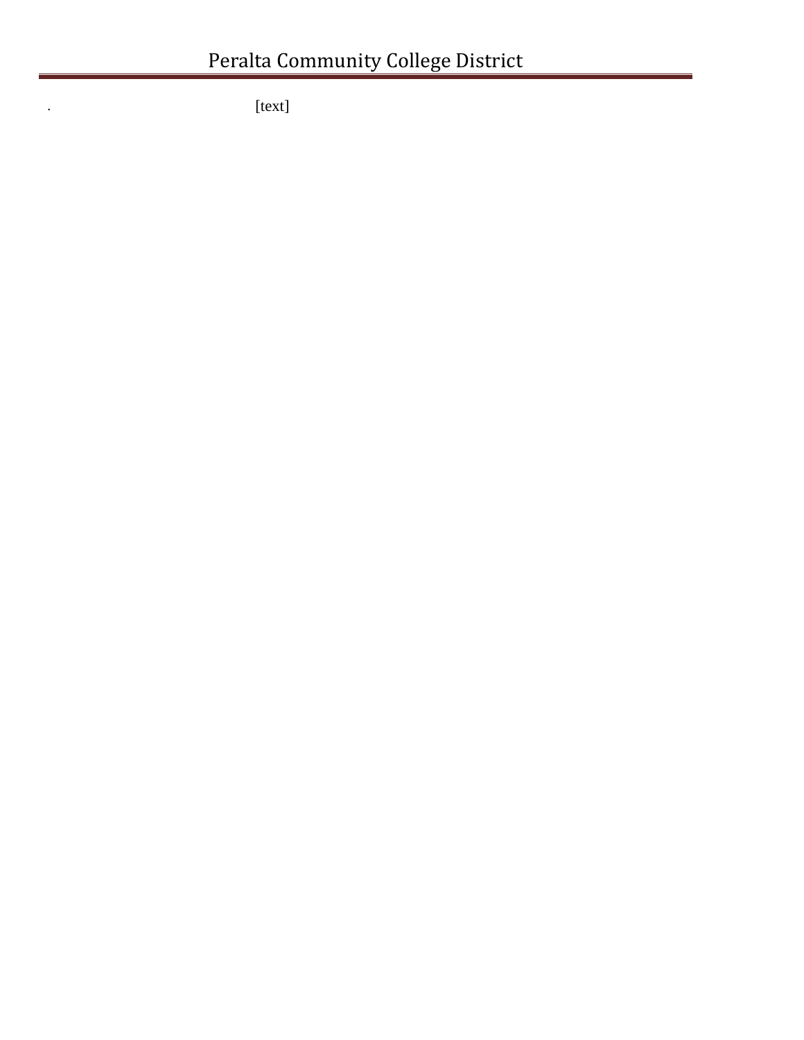. [text]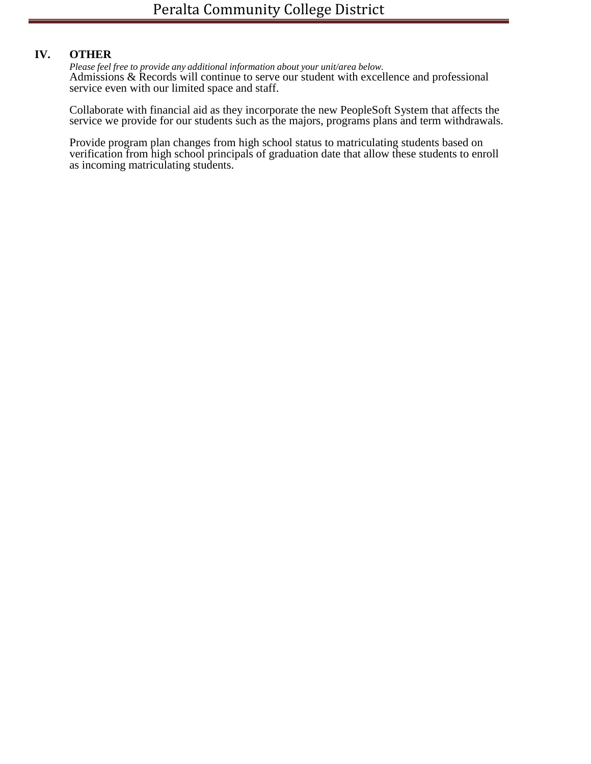## IV. OTHER

*Please feel free to provide any additional information about your unit/area below.*

Admissions & Records will continue to serve our student with excellence and professional service even with our limited space and staff.

Collaborate with financial aid as they incorporate the new PeopleSoft System that affects the service we provide for our students such as the majors, programs plans and term withdrawals.

Provide program plan changes from high school status to matriculating students based on verification from high school principals of graduation date that allow these students to enroll as incoming matriculating students.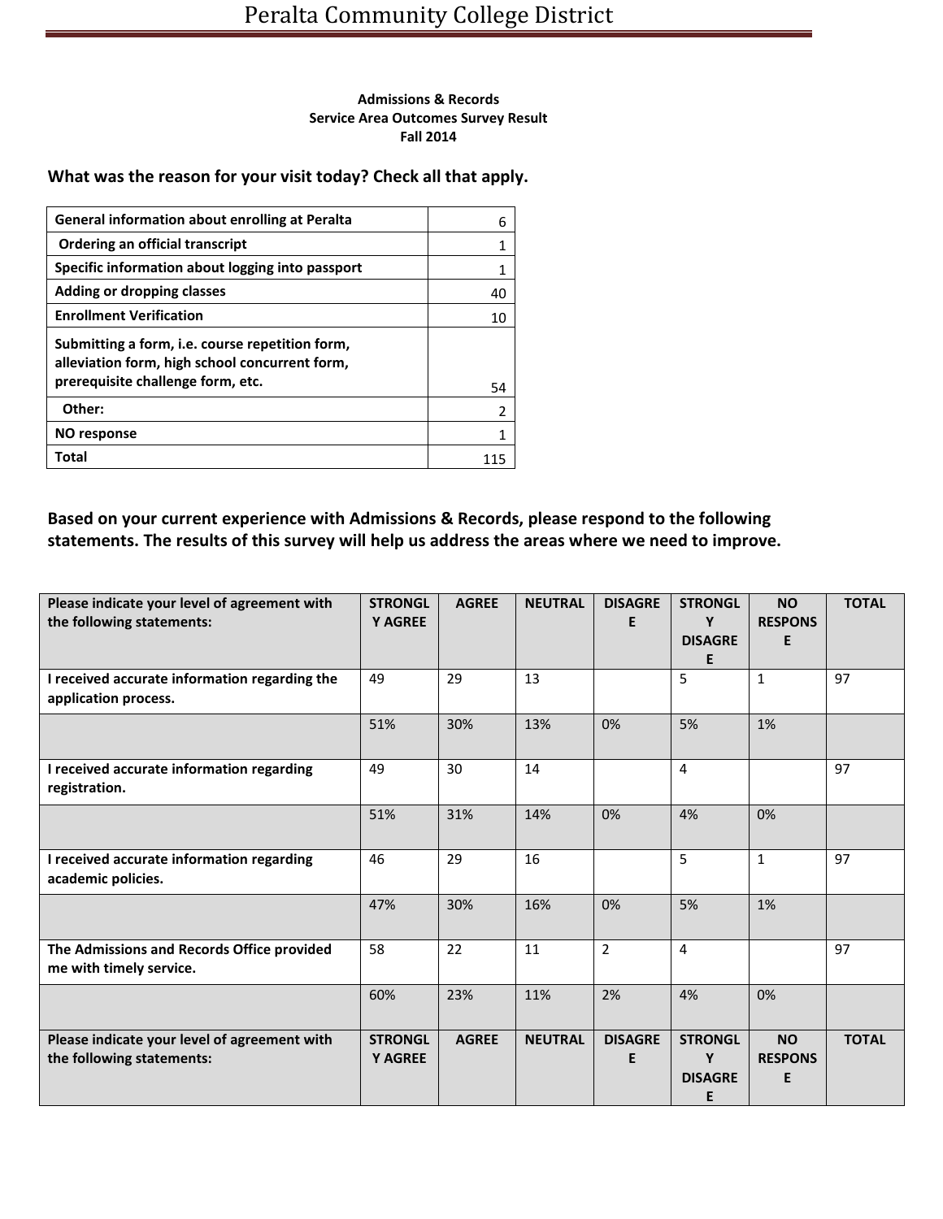**Admissions & Records**
**Service Area Outcomes Survey Result**
**Fall 2014**

### What was the reason for your visit today? Check all that apply.

| Reason | Count |
|---|---|
| **General information about enrolling at Peralta** | 6 |
| **Ordering an official transcript** | 1 |
| **Specific information about logging into passport** | 1 |
| **Adding or dropping classes** | 40 |
| **Enrollment Verification** | 10 |
| **Submitting a form, i.e. course repetition form, alleviation form, high school concurrent form, prerequisite challenge form, etc.** | 54 |
| **Other:** | 2 |
| **NO response** | 1 |
| **Total** | 115 |

### Based on your current experience with Admissions & Records, please respond to the following statements. The results of this survey will help us address the areas where we need to improve.

| Please indicate your level of agreement with the following statements: | STRONGLY AGREE | AGREE | NEUTRAL | DISAGREE | STRONGLY DISAGREE | NO RESPONSE | TOTAL |
|---|---|---|---|---|---|---|---|
| **I received accurate information regarding the application process.** | 49 | 29 | 13 | | 5 | 1 | 97 |
| | 51% | 30% | 13% | 0% | 5% | 1% | |
| **I received accurate information regarding registration.** | 49 | 30 | 14 | | 4 | | 97 |
| | 51% | 31% | 14% | 0% | 4% | 0% | |
| **I received accurate information regarding academic policies.** | 46 | 29 | 16 | | 5 | 1 | 97 |
| | 47% | 30% | 16% | 0% | 5% | 1% | |
| **The Admissions and Records Office provided me with timely service.** | 58 | 22 | 11 | 2 | 4 | | 97 |
| | 60% | 23% | 11% | 2% | 4% | 0% | |
| **Please indicate your level of agreement with the following statements:** | **STRONGLY AGREE** | **AGREE** | **NEUTRAL** | **DISAGREE** | **STRONGLY DISAGREE** | **NO RESPONSE** | **TOTAL** |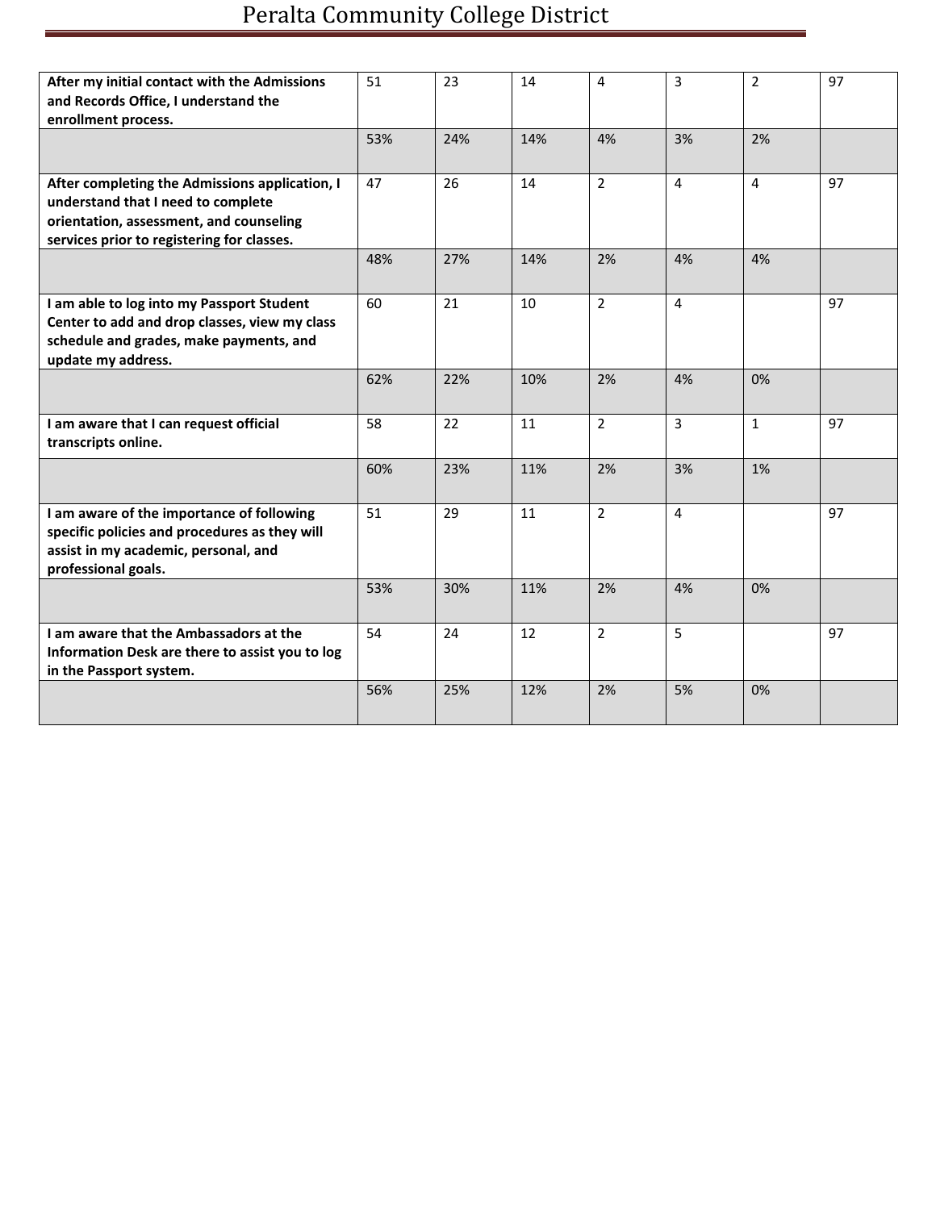| | | | | | | | |
|---|---|---|---|---|---|---|---|
| **After my initial contact with the Admissions and Records Office, I understand the enrollment process.** | 51 | 23 | 14 | 4 | 3 | 2 | 97 |
| | 53% | 24% | 14% | 4% | 3% | 2% | |
| **After completing the Admissions application, I understand that I need to complete orientation, assessment, and counseling services prior to registering for classes.** | 47 | 26 | 14 | 2 | 4 | 4 | 97 |
| | 48% | 27% | 14% | 2% | 4% | 4% | |
| **I am able to log into my Passport Student Center to add and drop classes, view my class schedule and grades, make payments, and update my address.** | 60 | 21 | 10 | 2 | 4 | | 97 |
| | 62% | 22% | 10% | 2% | 4% | 0% | |
| **I am aware that I can request official transcripts online.** | 58 | 22 | 11 | 2 | 3 | 1 | 97 |
| | 60% | 23% | 11% | 2% | 3% | 1% | |
| **I am aware of the importance of following specific policies and procedures as they will assist in my academic, personal, and professional goals.** | 51 | 29 | 11 | 2 | 4 | | 97 |
| | 53% | 30% | 11% | 2% | 4% | 0% | |
| **I am aware that the Ambassadors at the Information Desk are there to assist you to log in the Passport system.** | 54 | 24 | 12 | 2 | 5 | | 97 |
| | 56% | 25% | 12% | 2% | 5% | 0% | |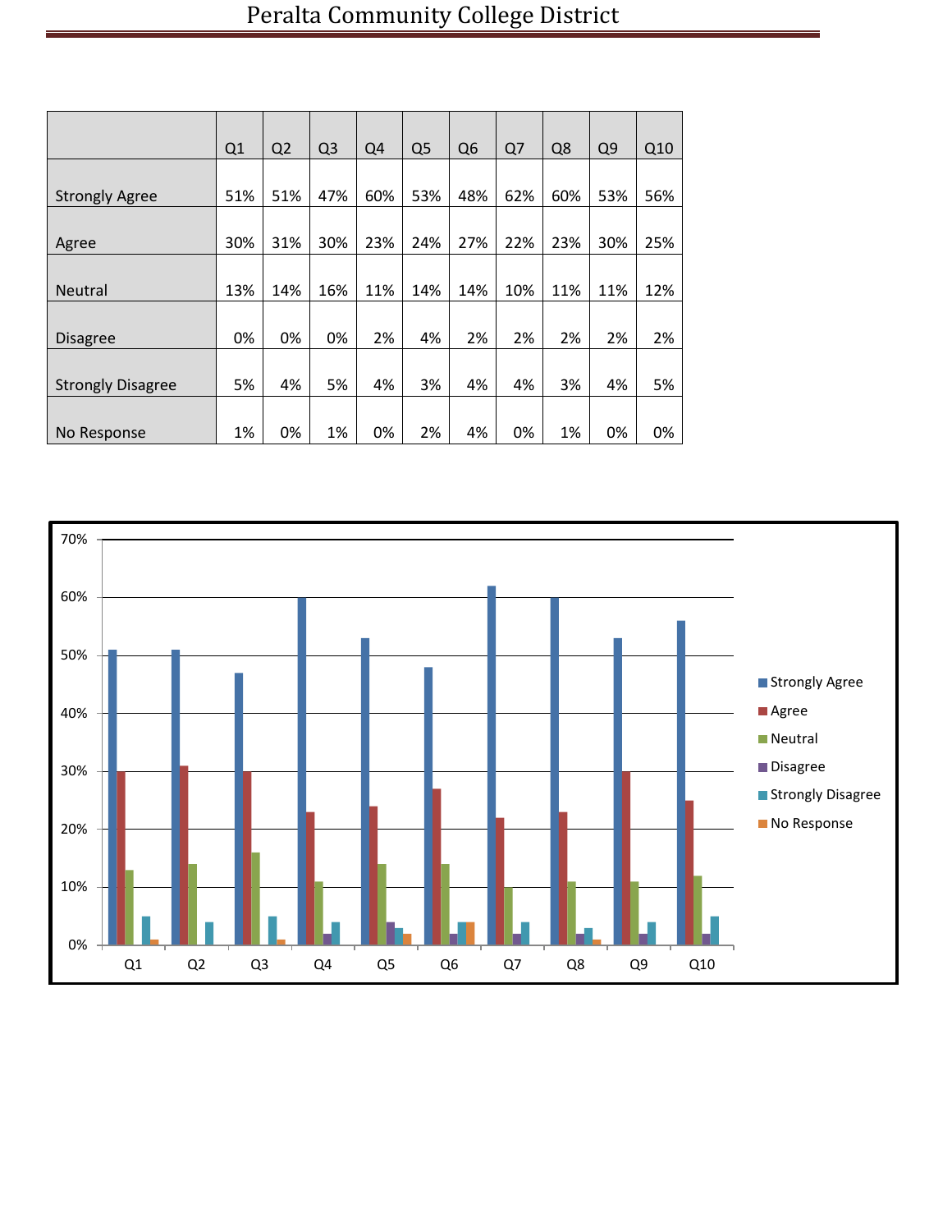| | Q1 | Q2 | Q3 | Q4 | Q5 | Q6 | Q7 | Q8 | Q9 | Q10 |
|---|---|---|---|---|---|---|---|---|---|---|
| Strongly Agree | 51% | 51% | 47% | 60% | 53% | 48% | 62% | 60% | 53% | 56% |
| Agree | 30% | 31% | 30% | 23% | 24% | 27% | 22% | 23% | 30% | 25% |
| Neutral | 13% | 14% | 16% | 11% | 14% | 14% | 10% | 11% | 11% | 12% |
| Disagree | 0% | 0% | 0% | 2% | 4% | 2% | 2% | 2% | 2% | 2% |
| Strongly Disagree | 5% | 4% | 5% | 4% | 3% | 4% | 4% | 3% | 4% | 5% |
| No Response | 1% | 0% | 1% | 0% | 2% | 4% | 0% | 1% | 0% | 0% |

70%
60%
50%
40%
30%
20%
10%
0%

Q1 Q2 Q3 Q4 Q5 Q6 Q7 Q8 Q9 Q10

Strongly Agree
Agree
Neutral
Disagree
Strongly Disagree
No Response